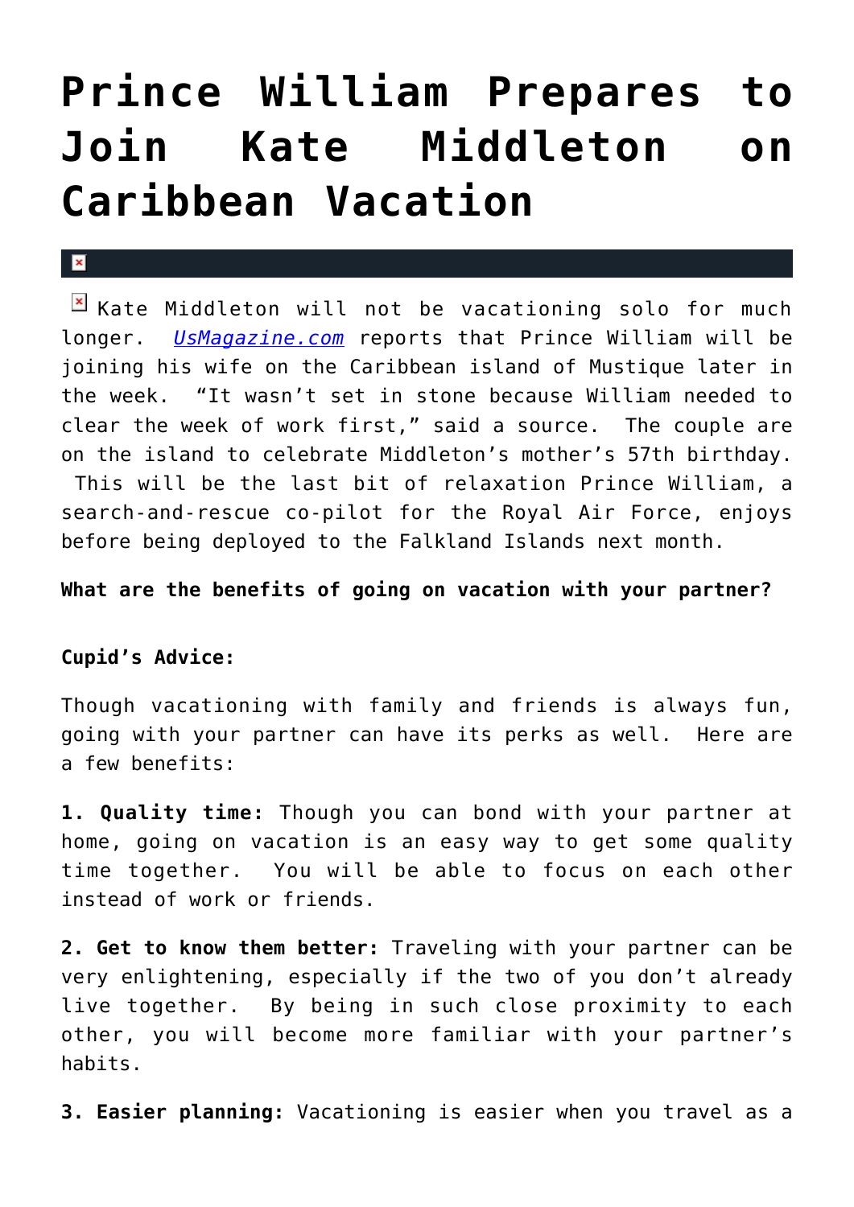# Prince William Prepares to Join Kate Middleton on Caribbean Vacation

Kate Middleton will not be vacationing solo for much longer. *UsMagazine.com* reports that Prince William will be joining his wife on the Caribbean island of Mustique later in the week. "It wasn't set in stone because William needed to clear the week of work first," said a source. The couple are on the island to celebrate Middleton's mother's 57th birthday. This will be the last bit of relaxation Prince William, a search-and-rescue co-pilot for the Royal Air Force, enjoys before being deployed to the Falkland Islands next month.

**What are the benefits of going on vacation with your partner?**

**Cupid's Advice:**

Though vacationing with family and friends is always fun, going with your partner can have its perks as well. Here are a few benefits:

**1. Quality time:** Though you can bond with your partner at home, going on vacation is an easy way to get some quality time together. You will be able to focus on each other instead of work or friends.

**2. Get to know them better:** Traveling with your partner can be very enlightening, especially if the two of you don't already live together. By being in such close proximity to each other, you will become more familiar with your partner's habits.

**3. Easier planning:** Vacationing is easier when you travel as a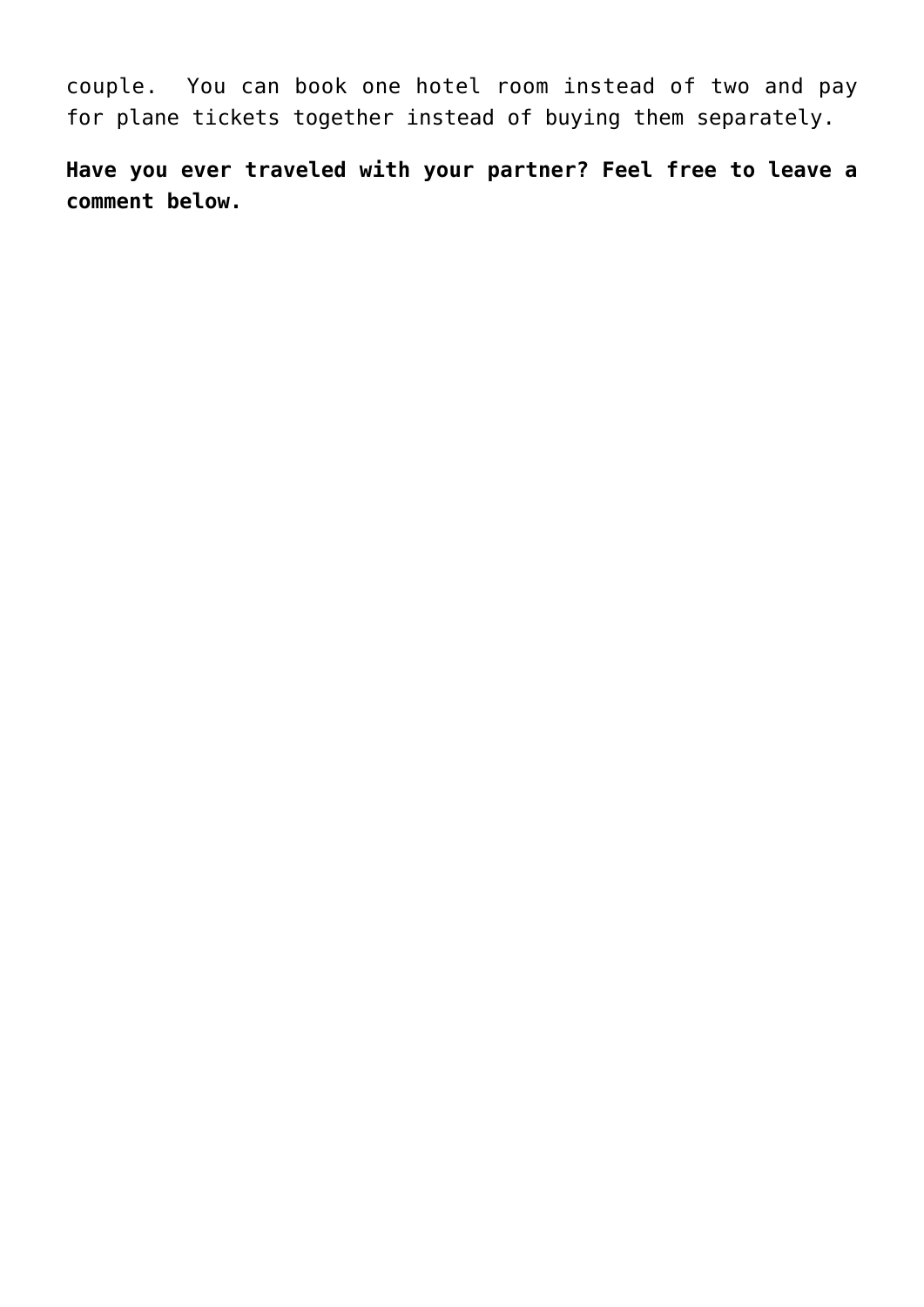couple. You can book one hotel room instead of two and pay for plane tickets together instead of buying them separately.

**Have you ever traveled with your partner? Feel free to leave a comment below.**